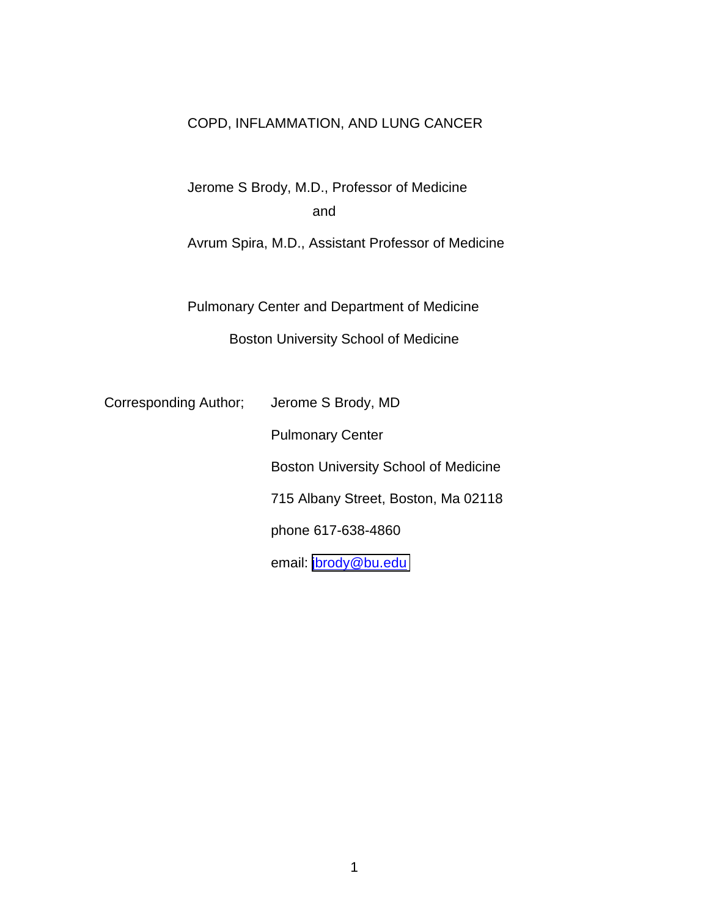# COPD, INFLAMMATION, AND LUNG CANCER

Jerome S Brody, M.D., Professor of Medicine

and

Avrum Spira, M.D., Assistant Professor of Medicine

Pulmonary Center and Department of Medicine

Boston University School of Medicine

Corresponding Author; Jerome S Brody, MD

Pulmonary Center

Boston University School of Medicine

715 Albany Street, Boston, Ma 02118

phone 617-638-4860

email: jbrody@bu.edu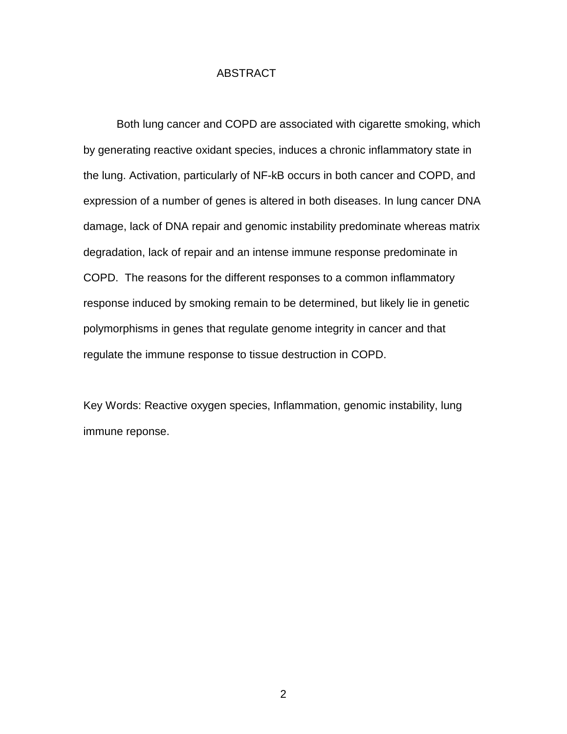# ABSTRACT

Both lung cancer and COPD are associated with cigarette smoking, which by generating reactive oxidant species, induces a chronic inflammatory state in the lung. Activation, particularly of NF-kB occurs in both cancer and COPD, and expression of a number of genes is altered in both diseases. In lung cancer DNA damage, lack of DNA repair and genomic instability predominate whereas matrix degradation, lack of repair and an intense immune response predominate in COPD. The reasons for the different responses to a common inflammatory response induced by smoking remain to be determined, but likely lie in genetic polymorphisms in genes that regulate genome integrity in cancer and that regulate the immune response to tissue destruction in COPD.

Key Words: Reactive oxygen species, Inflammation, genomic instability, lung immune reponse.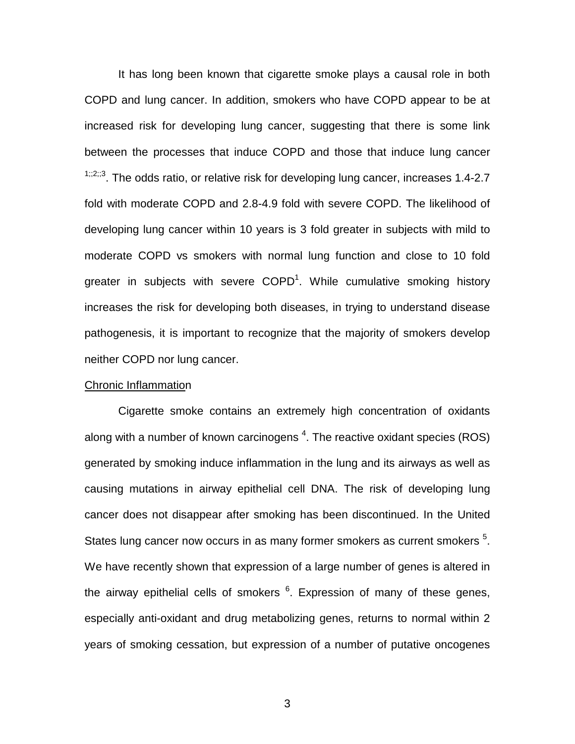It has long been known that cigarette smoke plays a causal role in both COPD and lung cancer. In addition, smokers who have COPD appear to be at increased risk for developing lung cancer, suggesting that there is some link between the processes that induce COPD and those that induce lung cancer [1;;2;;3]. The odds ratio, or relative risk for developing lung cancer, increases 1.4-2.7 fold with moderate COPD and 2.8-4.9 fold with severe COPD. The likelihood of developing lung cancer within 10 years is 3 fold greater in subjects with mild to moderate COPD vs smokers with normal lung function and close to 10 fold greater in subjects with severe COPD[1]. While cumulative smoking history increases the risk for developing both diseases, in trying to understand disease pathogenesis, it is important to recognize that the majority of smokers develop neither COPD nor lung cancer.

Chronic Inflammation

Cigarette smoke contains an extremely high concentration of oxidants along with a number of known carcinogens [4]. The reactive oxidant species (ROS) generated by smoking induce inflammation in the lung and its airways as well as causing mutations in airway epithelial cell DNA. The risk of developing lung cancer does not disappear after smoking has been discontinued. In the United States lung cancer now occurs in as many former smokers as current smokers [5]. We have recently shown that expression of a large number of genes is altered in the airway epithelial cells of smokers [6]. Expression of many of these genes, especially anti-oxidant and drug metabolizing genes, returns to normal within 2 years of smoking cessation, but expression of a number of putative oncogenes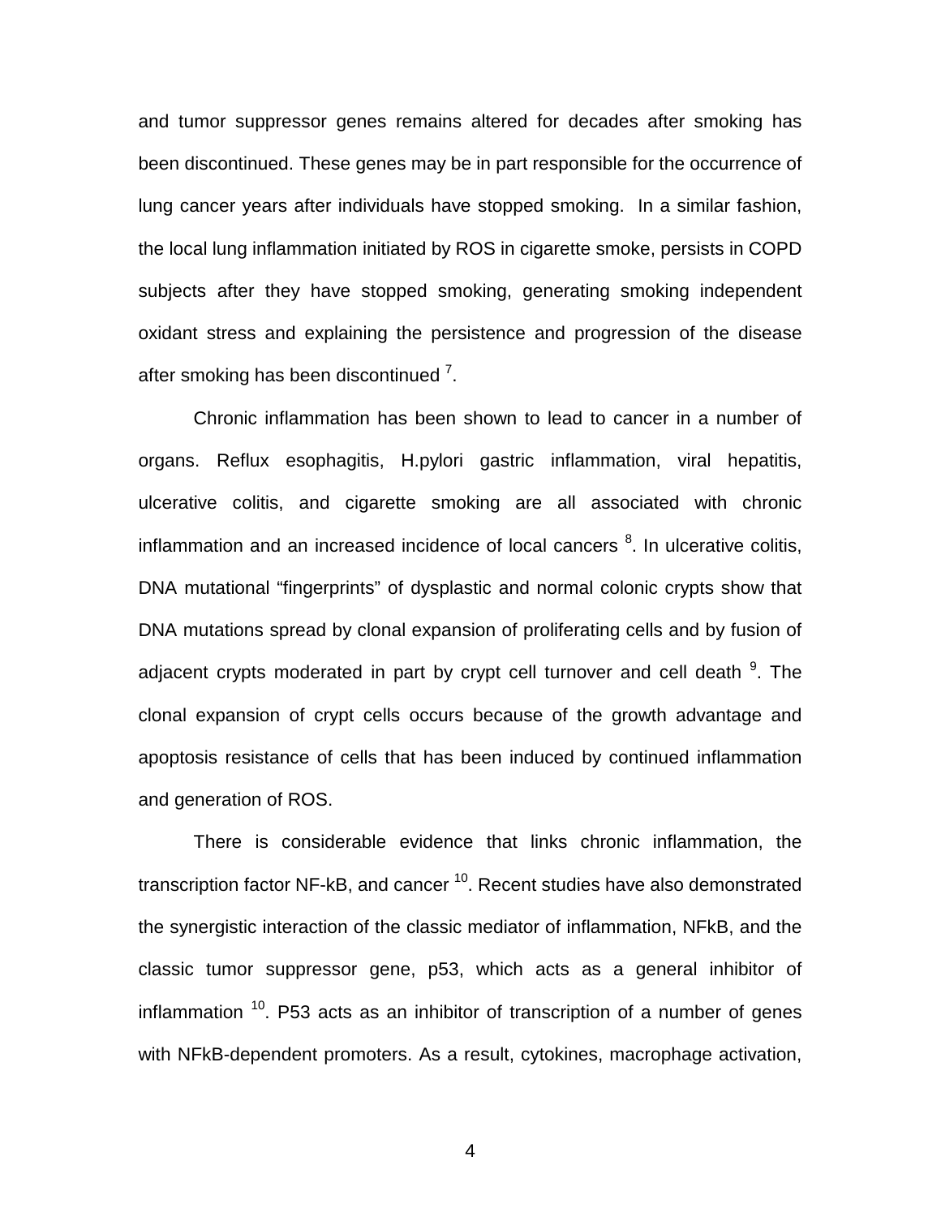and tumor suppressor genes remains altered for decades after smoking has been discontinued. These genes may be in part responsible for the occurrence of lung cancer years after individuals have stopped smoking. In a similar fashion, the local lung inflammation initiated by ROS in cigarette smoke, persists in COPD subjects after they have stopped smoking, generating smoking independent oxidant stress and explaining the persistence and progression of the disease after smoking has been discontinued [7].

Chronic inflammation has been shown to lead to cancer in a number of organs. Reflux esophagitis, H.pylori gastric inflammation, viral hepatitis, ulcerative colitis, and cigarette smoking are all associated with chronic inflammation and an increased incidence of local cancers [8]. In ulcerative colitis, DNA mutational "fingerprints" of dysplastic and normal colonic crypts show that DNA mutations spread by clonal expansion of proliferating cells and by fusion of adjacent crypts moderated in part by crypt cell turnover and cell death [9]. The clonal expansion of crypt cells occurs because of the growth advantage and apoptosis resistance of cells that has been induced by continued inflammation and generation of ROS.

There is considerable evidence that links chronic inflammation, the transcription factor NF-kB, and cancer [10]. Recent studies have also demonstrated the synergistic interaction of the classic mediator of inflammation, NFkB, and the classic tumor suppressor gene, p53, which acts as a general inhibitor of inflammation [10]. P53 acts as an inhibitor of transcription of a number of genes with NFkB-dependent promoters. As a result, cytokines, macrophage activation,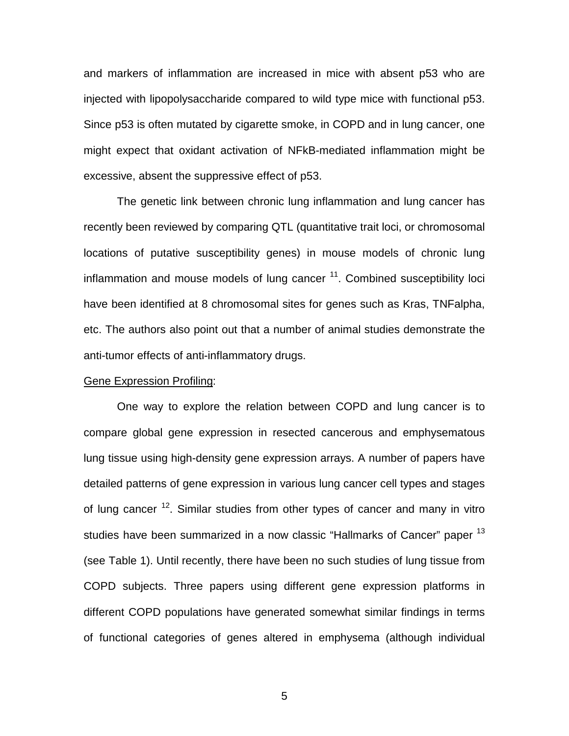and markers of inflammation are increased in mice with absent p53 who are injected with lipopolysaccharide compared to wild type mice with functional p53. Since p53 is often mutated by cigarette smoke, in COPD and in lung cancer, one might expect that oxidant activation of NFkB-mediated inflammation might be excessive, absent the suppressive effect of p53.

The genetic link between chronic lung inflammation and lung cancer has recently been reviewed by comparing QTL (quantitative trait loci, or chromosomal locations of putative susceptibility genes) in mouse models of chronic lung inflammation and mouse models of lung cancer [11]. Combined susceptibility loci have been identified at 8 chromosomal sites for genes such as Kras, TNFalpha, etc. The authors also point out that a number of animal studies demonstrate the anti-tumor effects of anti-inflammatory drugs.

<u>Gene Expression Profiling</u>:

One way to explore the relation between COPD and lung cancer is to compare global gene expression in resected cancerous and emphysematous lung tissue using high-density gene expression arrays. A number of papers have detailed patterns of gene expression in various lung cancer cell types and stages of lung cancer [12]. Similar studies from other types of cancer and many in vitro studies have been summarized in a now classic "Hallmarks of Cancer" paper [13] (see Table 1). Until recently, there have been no such studies of lung tissue from COPD subjects. Three papers using different gene expression platforms in different COPD populations have generated somewhat similar findings in terms of functional categories of genes altered in emphysema (although individual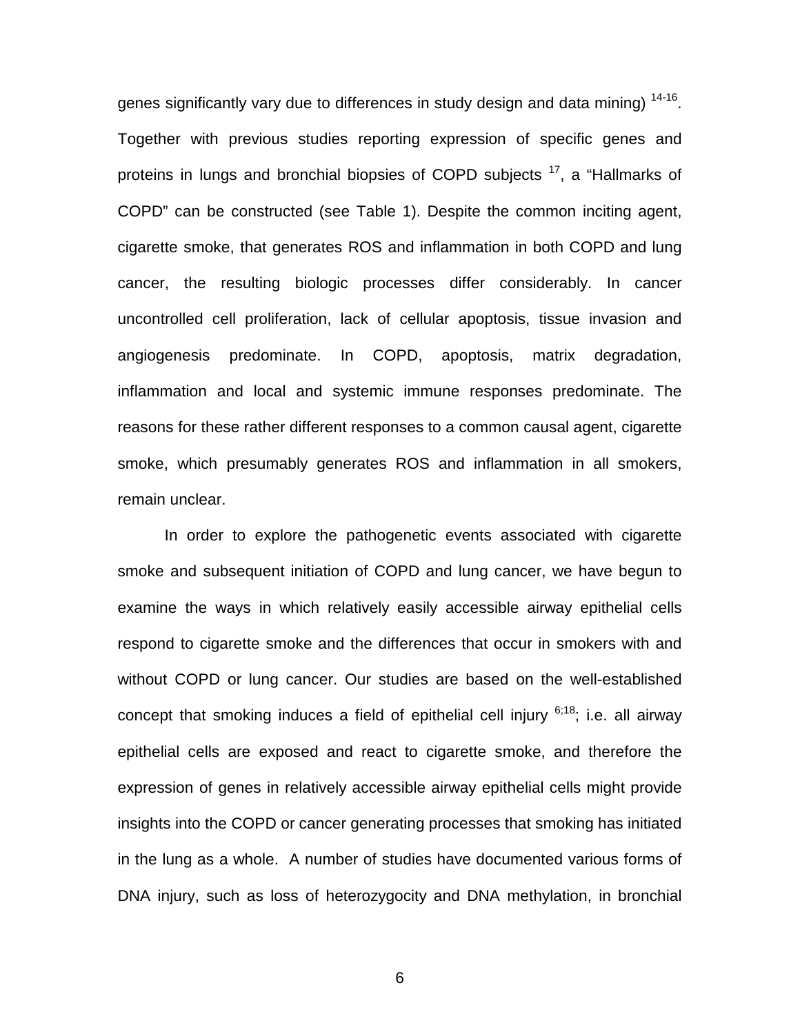genes significantly vary due to differences in study design and data mining) [14-16]. Together with previous studies reporting expression of specific genes and proteins in lungs and bronchial biopsies of COPD subjects [17], a "Hallmarks of COPD" can be constructed (see Table 1). Despite the common inciting agent, cigarette smoke, that generates ROS and inflammation in both COPD and lung cancer, the resulting biologic processes differ considerably. In cancer uncontrolled cell proliferation, lack of cellular apoptosis, tissue invasion and angiogenesis predominate. In COPD, apoptosis, matrix degradation, inflammation and local and systemic immune responses predominate. The reasons for these rather different responses to a common causal agent, cigarette smoke, which presumably generates ROS and inflammation in all smokers, remain unclear.

In order to explore the pathogenetic events associated with cigarette smoke and subsequent initiation of COPD and lung cancer, we have begun to examine the ways in which relatively easily accessible airway epithelial cells respond to cigarette smoke and the differences that occur in smokers with and without COPD or lung cancer. Our studies are based on the well-established concept that smoking induces a field of epithelial cell injury [6;18]; i.e. all airway epithelial cells are exposed and react to cigarette smoke, and therefore the expression of genes in relatively accessible airway epithelial cells might provide insights into the COPD or cancer generating processes that smoking has initiated in the lung as a whole. A number of studies have documented various forms of DNA injury, such as loss of heterozygocity and DNA methylation, in bronchial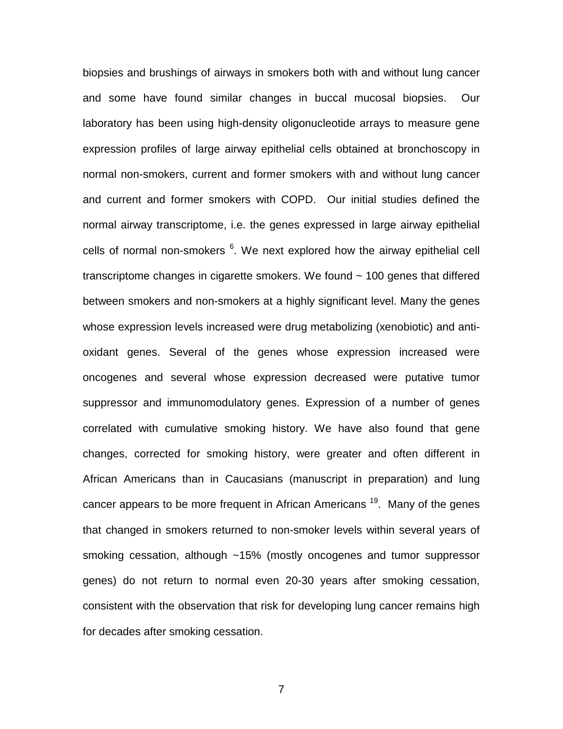biopsies and brushings of airways in smokers both with and without lung cancer and some have found similar changes in buccal mucosal biopsies. Our laboratory has been using high-density oligonucleotide arrays to measure gene expression profiles of large airway epithelial cells obtained at bronchoscopy in normal non-smokers, current and former smokers with and without lung cancer and current and former smokers with COPD. Our initial studies defined the normal airway transcriptome, i.e. the genes expressed in large airway epithelial cells of normal non-smokers [6]. We next explored how the airway epithelial cell transcriptome changes in cigarette smokers. We found ~ 100 genes that differed between smokers and non-smokers at a highly significant level. Many the genes whose expression levels increased were drug metabolizing (xenobiotic) and anti-oxidant genes. Several of the genes whose expression increased were oncogenes and several whose expression decreased were putative tumor suppressor and immunomodulatory genes. Expression of a number of genes correlated with cumulative smoking history. We have also found that gene changes, corrected for smoking history, were greater and often different in African Americans than in Caucasians (manuscript in preparation) and lung cancer appears to be more frequent in African Americans [19]. Many of the genes that changed in smokers returned to non-smoker levels within several years of smoking cessation, although ~15% (mostly oncogenes and tumor suppressor genes) do not return to normal even 20-30 years after smoking cessation, consistent with the observation that risk for developing lung cancer remains high for decades after smoking cessation.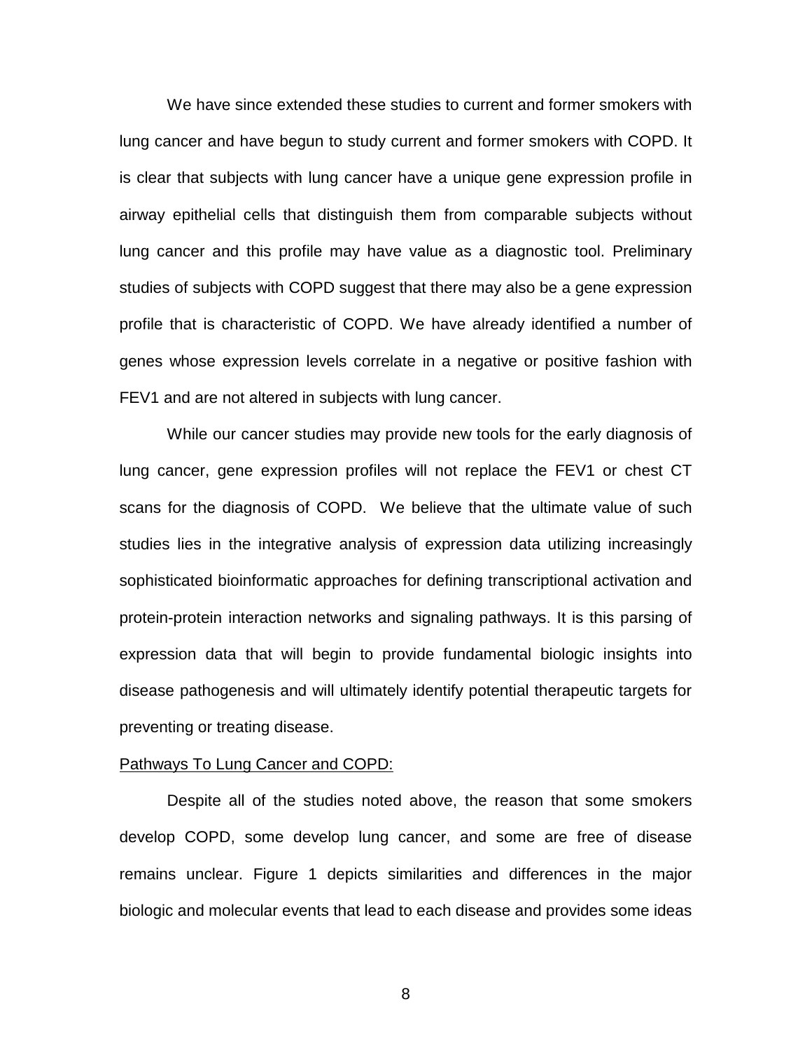We have since extended these studies to current and former smokers with lung cancer and have begun to study current and former smokers with COPD. It is clear that subjects with lung cancer have a unique gene expression profile in airway epithelial cells that distinguish them from comparable subjects without lung cancer and this profile may have value as a diagnostic tool. Preliminary studies of subjects with COPD suggest that there may also be a gene expression profile that is characteristic of COPD. We have already identified a number of genes whose expression levels correlate in a negative or positive fashion with FEV1 and are not altered in subjects with lung cancer.

While our cancer studies may provide new tools for the early diagnosis of lung cancer, gene expression profiles will not replace the FEV1 or chest CT scans for the diagnosis of COPD. We believe that the ultimate value of such studies lies in the integrative analysis of expression data utilizing increasingly sophisticated bioinformatic approaches for defining transcriptional activation and protein-protein interaction networks and signaling pathways. It is this parsing of expression data that will begin to provide fundamental biologic insights into disease pathogenesis and will ultimately identify potential therapeutic targets for preventing or treating disease.

<u>Pathways To Lung Cancer and COPD:</u>

Despite all of the studies noted above, the reason that some smokers develop COPD, some develop lung cancer, and some are free of disease remains unclear. Figure 1 depicts similarities and differences in the major biologic and molecular events that lead to each disease and provides some ideas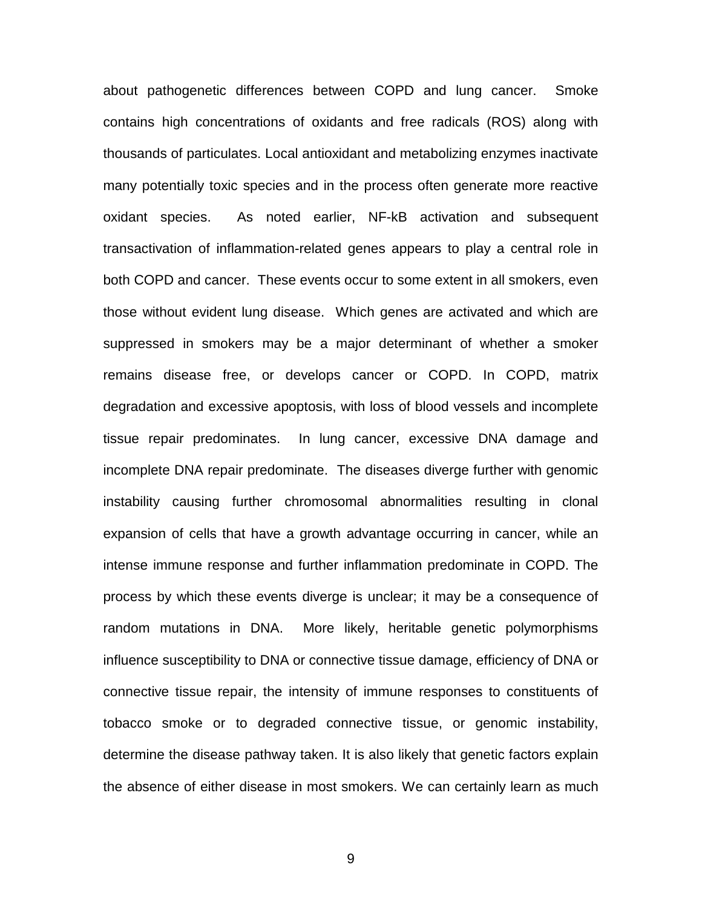about pathogenetic differences between COPD and lung cancer. Smoke contains high concentrations of oxidants and free radicals (ROS) along with thousands of particulates. Local antioxidant and metabolizing enzymes inactivate many potentially toxic species and in the process often generate more reactive oxidant species. As noted earlier, NF-kB activation and subsequent transactivation of inflammation-related genes appears to play a central role in both COPD and cancer. These events occur to some extent in all smokers, even those without evident lung disease. Which genes are activated and which are suppressed in smokers may be a major determinant of whether a smoker remains disease free, or develops cancer or COPD. In COPD, matrix degradation and excessive apoptosis, with loss of blood vessels and incomplete tissue repair predominates. In lung cancer, excessive DNA damage and incomplete DNA repair predominate. The diseases diverge further with genomic instability causing further chromosomal abnormalities resulting in clonal expansion of cells that have a growth advantage occurring in cancer, while an intense immune response and further inflammation predominate in COPD. The process by which these events diverge is unclear; it may be a consequence of random mutations in DNA. More likely, heritable genetic polymorphisms influence susceptibility to DNA or connective tissue damage, efficiency of DNA or connective tissue repair, the intensity of immune responses to constituents of tobacco smoke or to degraded connective tissue, or genomic instability, determine the disease pathway taken. It is also likely that genetic factors explain the absence of either disease in most smokers. We can certainly learn as much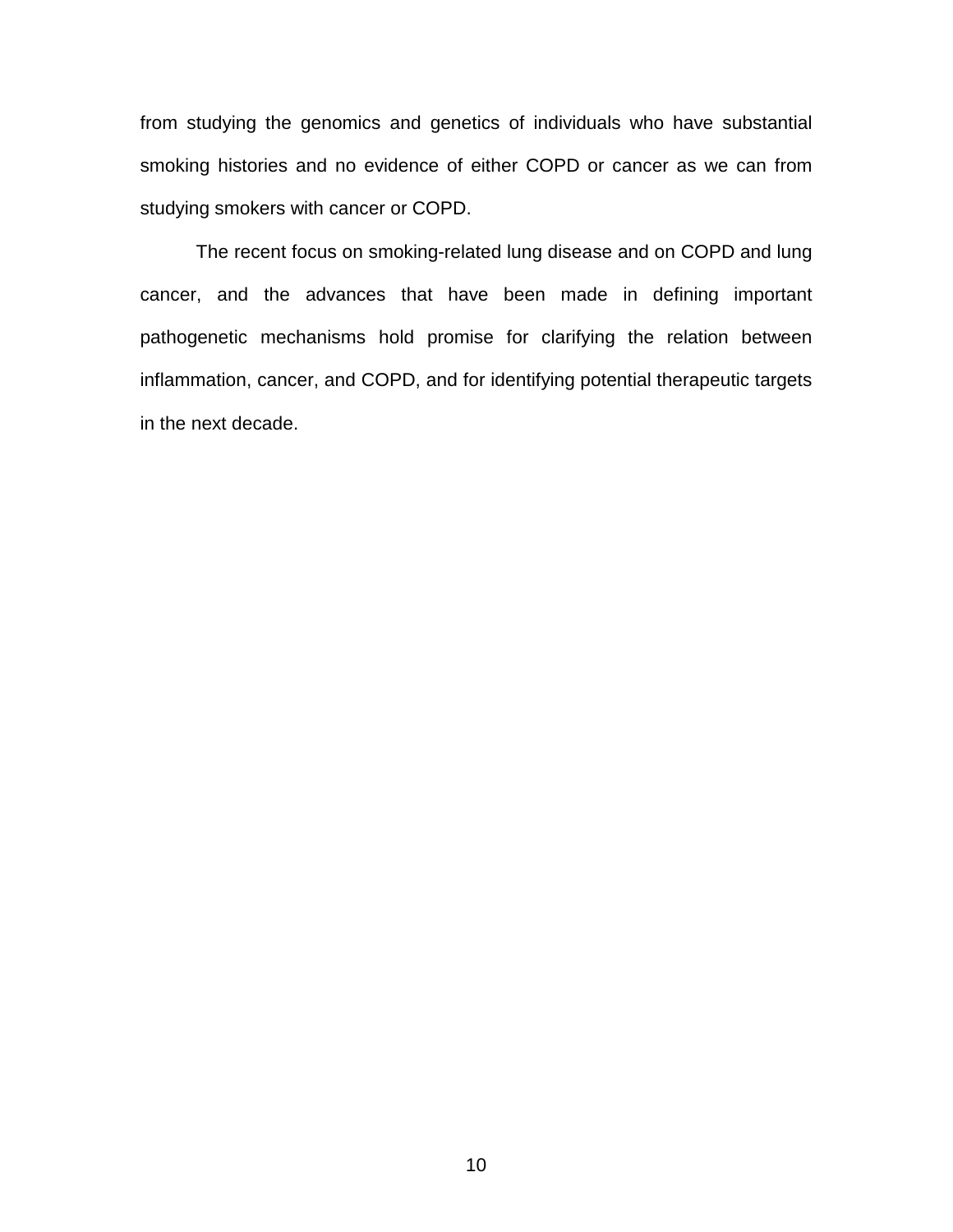from studying the genomics and genetics of individuals who have substantial smoking histories and no evidence of either COPD or cancer as we can from studying smokers with cancer or COPD.

The recent focus on smoking-related lung disease and on COPD and lung cancer, and the advances that have been made in defining important pathogenetic mechanisms hold promise for clarifying the relation between inflammation, cancer, and COPD, and for identifying potential therapeutic targets in the next decade.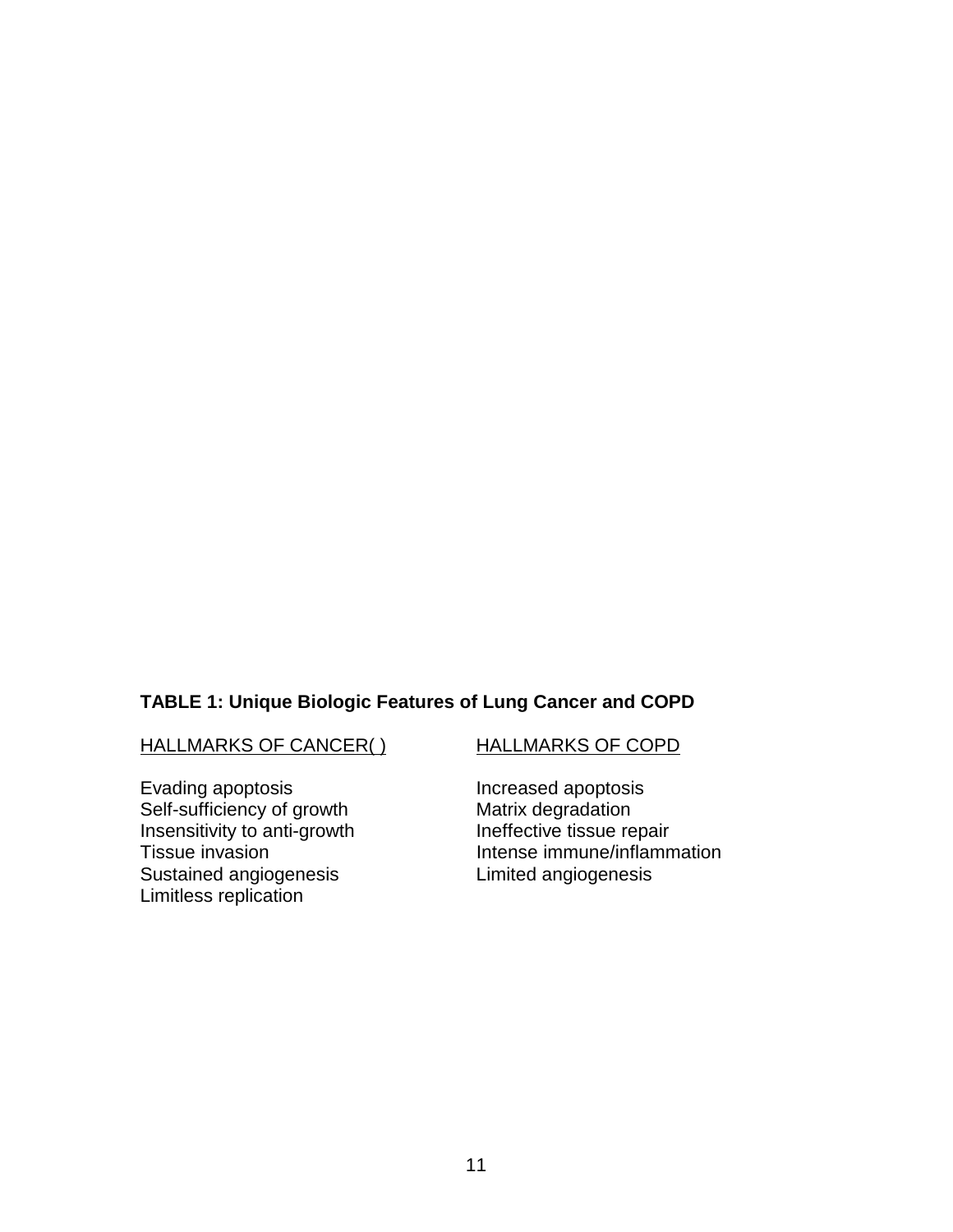**TABLE 1: Unique Biologic Features of Lung Cancer and COPD**

| HALLMARKS OF CANCER( ) | HALLMARKS OF COPD |
|---|---|
| Evading apoptosis | Increased apoptosis |
| Self-sufficiency of growth | Matrix degradation |
| Insensitivity to anti-growth | Ineffective tissue repair |
| Tissue invasion | Intense immune/inflammation |
| Sustained angiogenesis | Limited angiogenesis |
| Limitless replication | |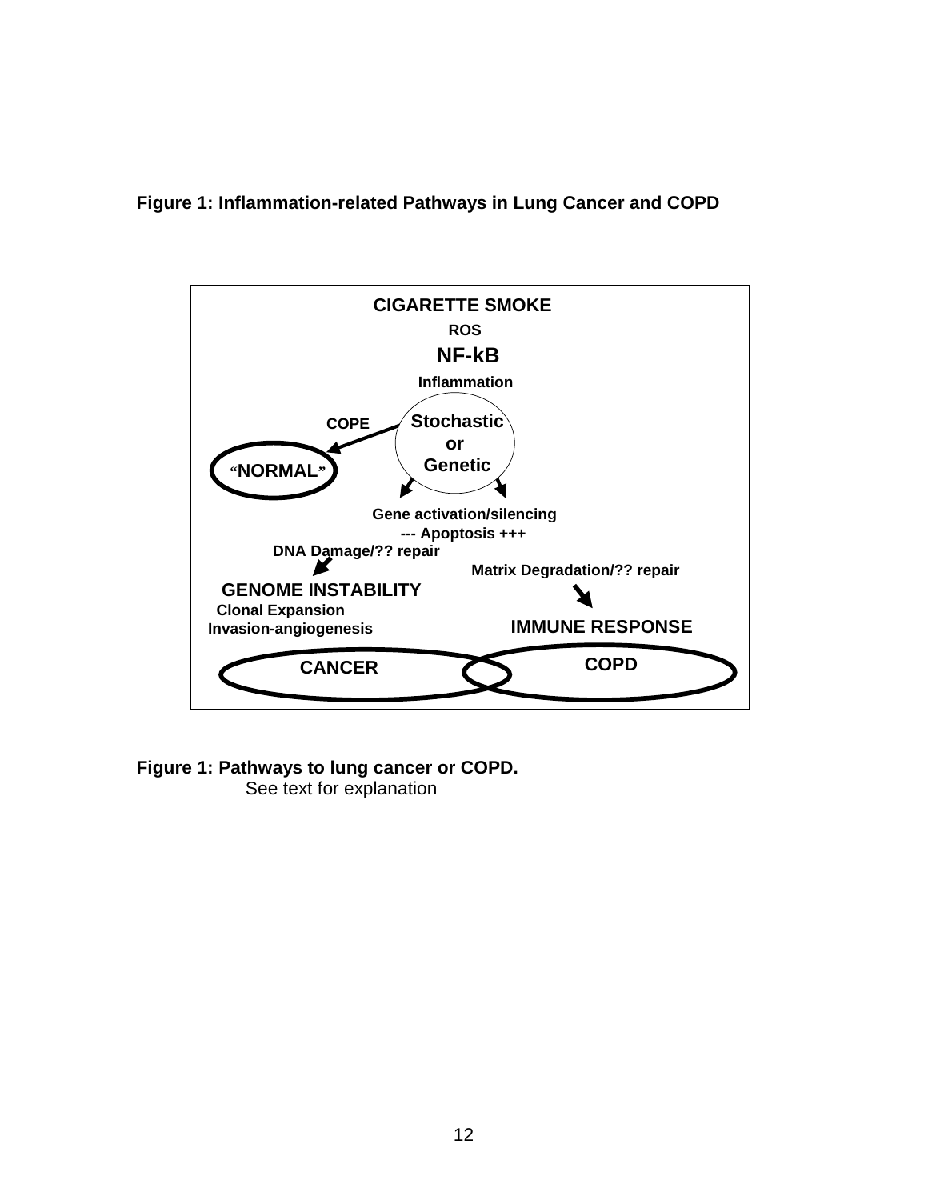**Figure 1: Inflammation-related Pathways in Lung Cancer and COPD**

CIGARETTE SMOKE

ROS

NF-kB

Inflammation

Stochastic or Genetic

COPE

"NORMAL"

Gene activation/silencing

--- Apoptosis +++

DNA Damage/?? repair

Matrix Degradation/?? repair

GENOME INSTABILITY

Clonal Expansion

Invasion-angiogenesis

IMMUNE RESPONSE

CANCER

COPD

**Figure 1: Pathways to lung cancer or COPD.**
See text for explanation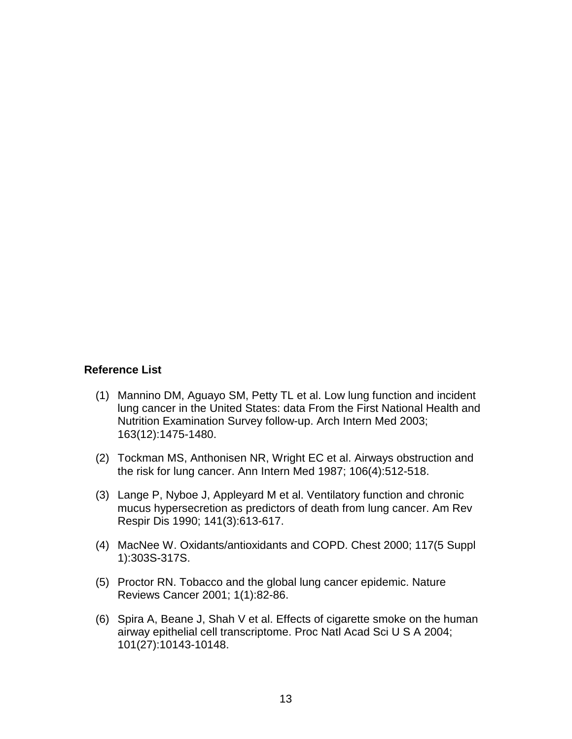**Reference List**

(1) Mannino DM, Aguayo SM, Petty TL et al. Low lung function and incident lung cancer in the United States: data From the First National Health and Nutrition Examination Survey follow-up. Arch Intern Med 2003; 163(12):1475-1480.

(2) Tockman MS, Anthonisen NR, Wright EC et al. Airways obstruction and the risk for lung cancer. Ann Intern Med 1987; 106(4):512-518.

(3) Lange P, Nyboe J, Appleyard M et al. Ventilatory function and chronic mucus hypersecretion as predictors of death from lung cancer. Am Rev Respir Dis 1990; 141(3):613-617.

(4) MacNee W. Oxidants/antioxidants and COPD. Chest 2000; 117(5 Suppl 1):303S-317S.

(5) Proctor RN. Tobacco and the global lung cancer epidemic. Nature Reviews Cancer 2001; 1(1):82-86.

(6) Spira A, Beane J, Shah V et al. Effects of cigarette smoke on the human airway epithelial cell transcriptome. Proc Natl Acad Sci U S A 2004; 101(27):10143-10148.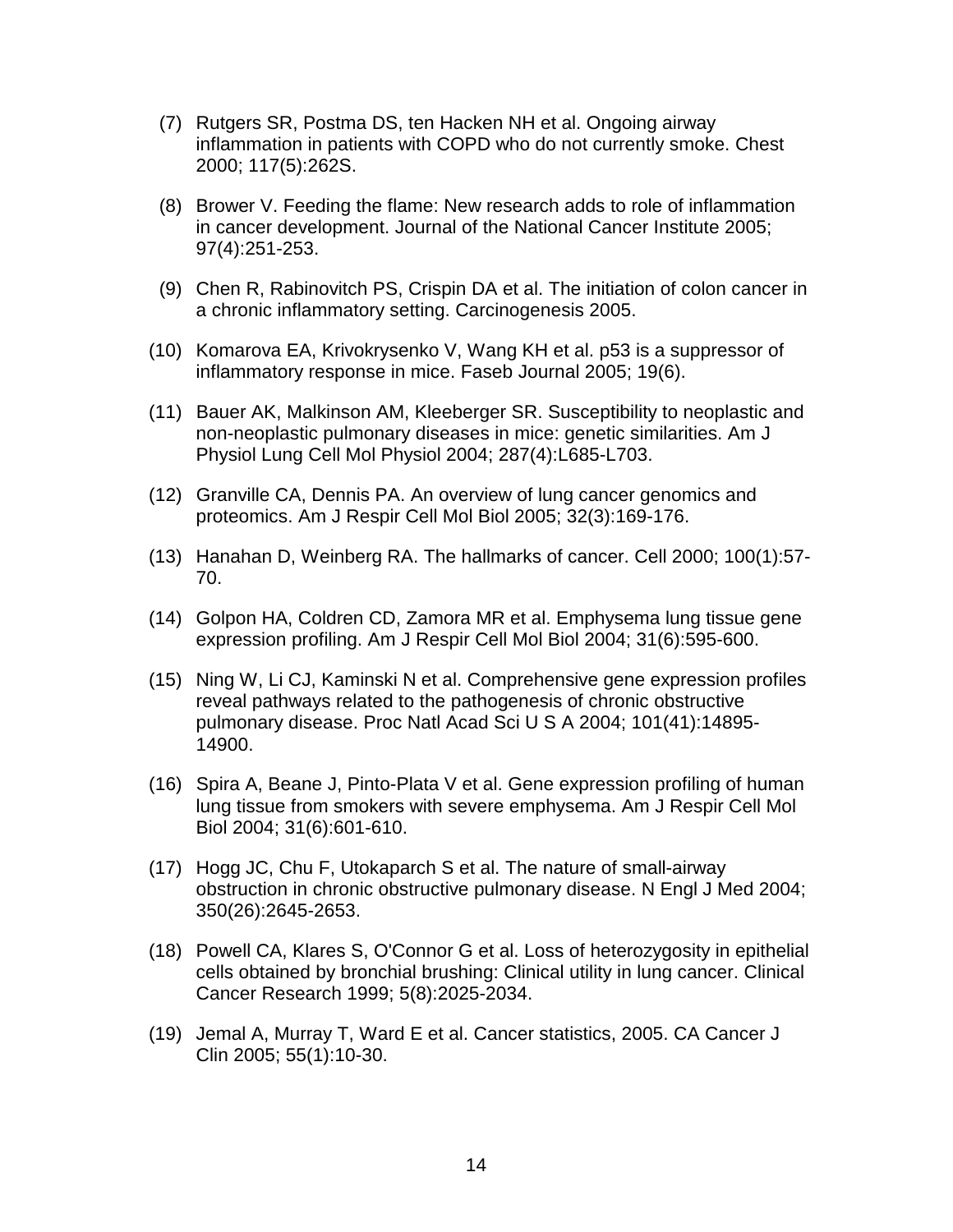(7) Rutgers SR, Postma DS, ten Hacken NH et al. Ongoing airway inflammation in patients with COPD who do not currently smoke. Chest 2000; 117(5):262S.

(8) Brower V. Feeding the flame: New research adds to role of inflammation in cancer development. Journal of the National Cancer Institute 2005; 97(4):251-253.

(9) Chen R, Rabinovitch PS, Crispin DA et al. The initiation of colon cancer in a chronic inflammatory setting. Carcinogenesis 2005.

(10) Komarova EA, Krivokrysenko V, Wang KH et al. p53 is a suppressor of inflammatory response in mice. Faseb Journal 2005; 19(6).

(11) Bauer AK, Malkinson AM, Kleeberger SR. Susceptibility to neoplastic and non-neoplastic pulmonary diseases in mice: genetic similarities. Am J Physiol Lung Cell Mol Physiol 2004; 287(4):L685-L703.

(12) Granville CA, Dennis PA. An overview of lung cancer genomics and proteomics. Am J Respir Cell Mol Biol 2005; 32(3):169-176.

(13) Hanahan D, Weinberg RA. The hallmarks of cancer. Cell 2000; 100(1):57-70.

(14) Golpon HA, Coldren CD, Zamora MR et al. Emphysema lung tissue gene expression profiling. Am J Respir Cell Mol Biol 2004; 31(6):595-600.

(15) Ning W, Li CJ, Kaminski N et al. Comprehensive gene expression profiles reveal pathways related to the pathogenesis of chronic obstructive pulmonary disease. Proc Natl Acad Sci U S A 2004; 101(41):14895-14900.

(16) Spira A, Beane J, Pinto-Plata V et al. Gene expression profiling of human lung tissue from smokers with severe emphysema. Am J Respir Cell Mol Biol 2004; 31(6):601-610.

(17) Hogg JC, Chu F, Utokaparch S et al. The nature of small-airway obstruction in chronic obstructive pulmonary disease. N Engl J Med 2004; 350(26):2645-2653.

(18) Powell CA, Klares S, O'Connor G et al. Loss of heterozygosity in epithelial cells obtained by bronchial brushing: Clinical utility in lung cancer. Clinical Cancer Research 1999; 5(8):2025-2034.

(19) Jemal A, Murray T, Ward E et al. Cancer statistics, 2005. CA Cancer J Clin 2005; 55(1):10-30.